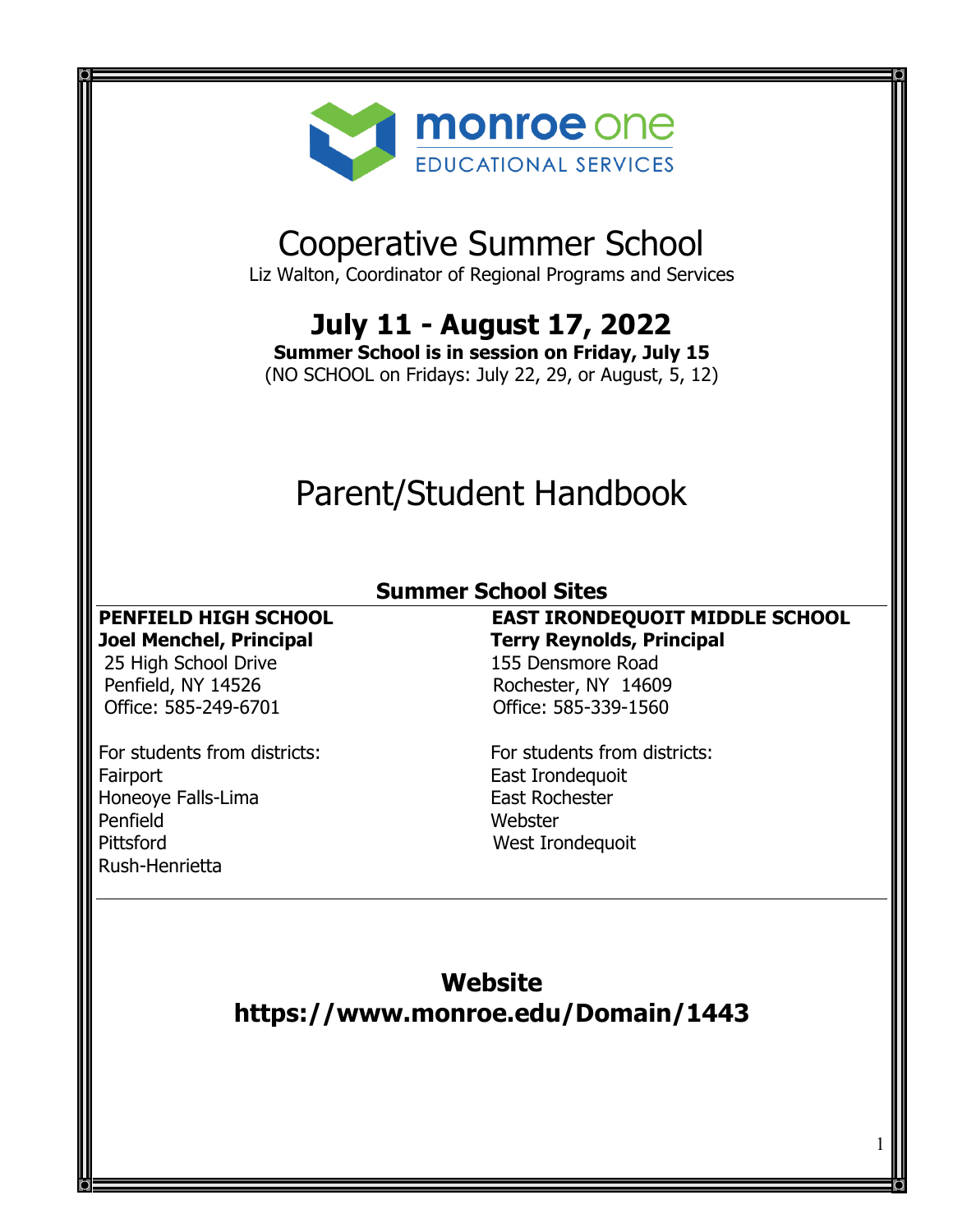monroe one
EDUCATIONAL SERVICES

# Cooperative Summer School

Liz Walton, Coordinator of Regional Programs and Services

## July 11 - August 17, 2022

**Summer School is in session on Friday, July 15**

(NO SCHOOL on Fridays: July 22, 29, or August, 5, 12)

# Parent/Student Handbook

## Summer School Sites

**PENFIELD HIGH SCHOOL**
**Joel Menchel, Principal**
25 High School Drive
Penfield, NY 14526
Office: 585-249-6701

For students from districts:
Fairport
Honeoye Falls-Lima
Penfield
Pittsford
Rush-Henrietta

**EAST IRONDEQUOIT MIDDLE SCHOOL**
**Terry Reynolds, Principal**
155 Densmore Road
Rochester, NY 14609
Office: 585-339-1560

For students from districts:
East Irondequoit
East Rochester
Webster
West Irondequoit

## Website

**https://www.monroe.edu/Domain/1443**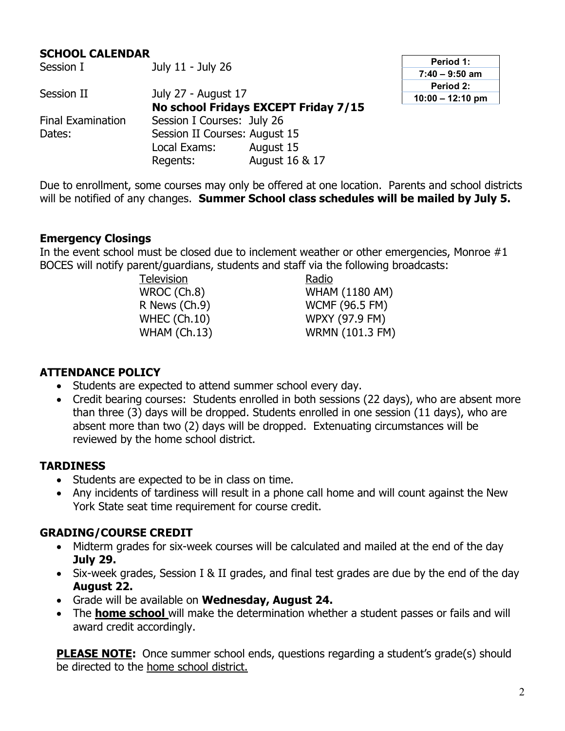## SCHOLL CALENDAR

| Period 1: |
|---|
| 7:40 – 9:50 am |
| Period 2: |
| 10:00 – 12:10 pm |

| | | |
|---|---|---|
| Session I | July 11 - July 26 | |
| Session II | July 27 - August 17 | |
| | **No school Fridays EXCEPT Friday 7/15** | |
| Final Examination Dates: | Session I Courses: July 26 | |
| | Session II Courses: August 15 | |
| | Local Exams: | August 15 |
| | Regents: | August 16 & 17 |

Due to enrollment, some courses may only be offered at one location. Parents and school districts will be notified of any changes. **Summer School class schedules will be mailed by July 5.**

### Emergency Closings

In the event school must be closed due to inclement weather or other emergencies, Monroe #1 BOCES will notify parent/guardians, students and staff via the following broadcasts:

| Television | Radio |
|---|---|
| WROC (Ch.8) | WHAM (1180 AM) |
| R News (Ch.9) | WCMF (96.5 FM) |
| WHEC (Ch.10) | WPXY (97.9 FM) |
| WHAM (Ch.13) | WRMN (101.3 FM) |

### ATTENDANCE POLICY

- Students are expected to attend summer school every day.
- Credit bearing courses: Students enrolled in both sessions (22 days), who are absent more than three (3) days will be dropped. Students enrolled in one session (11 days), who are absent more than two (2) days will be dropped. Extenuating circumstances will be reviewed by the home school district.

### TARDINESS

- Students are expected to be in class on time.
- Any incidents of tardiness will result in a phone call home and will count against the New York State seat time requirement for course credit.

### GRADING/COURSE CREDIT

- Midterm grades for six-week courses will be calculated and mailed at the end of the day **July 29.**
- Six-week grades, Session I & II grades, and final test grades are due by the end of the day **August 22.**
- Grade will be available on **Wednesday, August 24.**
- The **home school** will make the determination whether a student passes or fails and will award credit accordingly.

**PLEASE NOTE:** Once summer school ends, questions regarding a student's grade(s) should be directed to the home school district.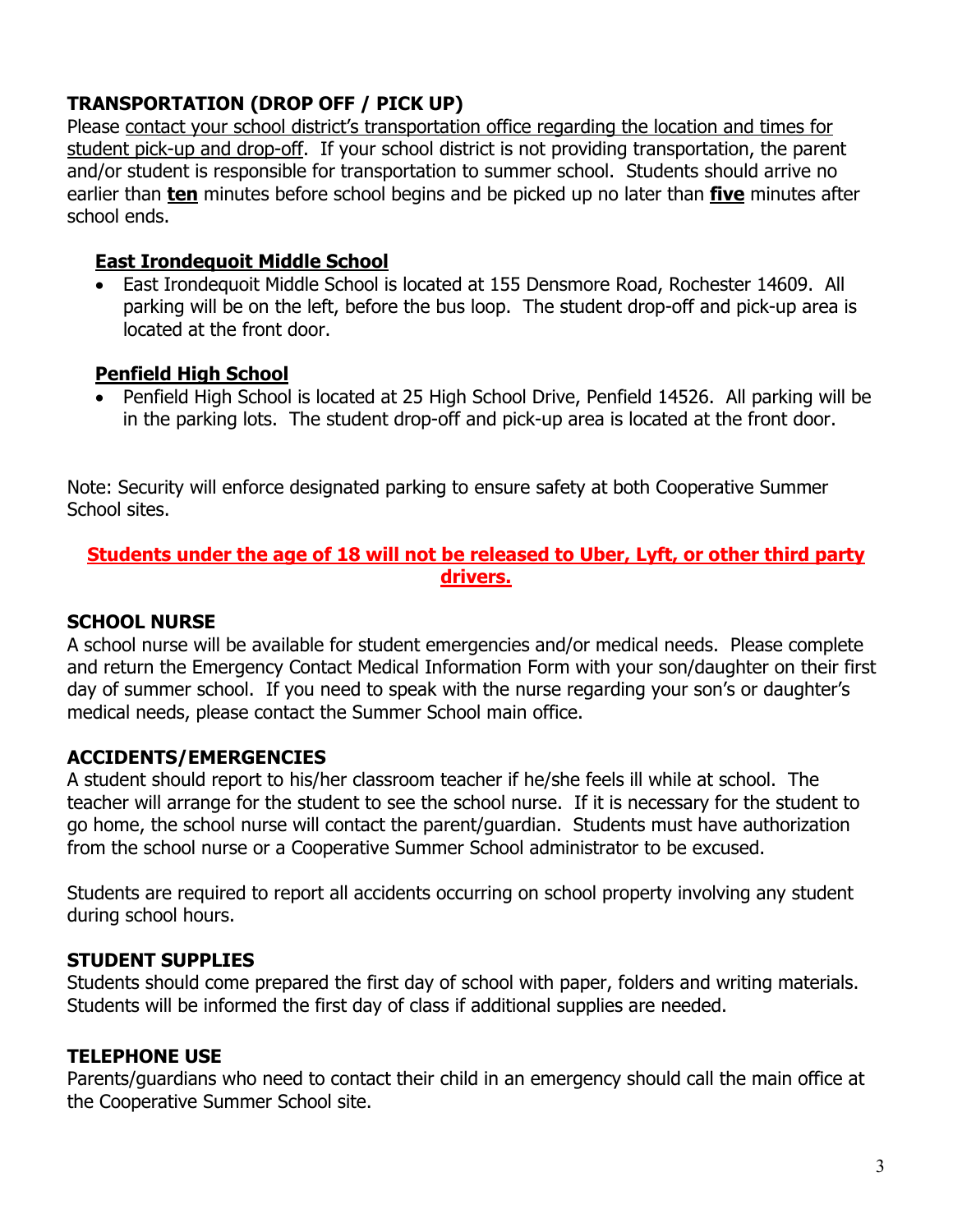## TRANSPORTATION (DROP OFF / PICK UP)

Please contact your school district's transportation office regarding the location and times for student pick-up and drop-off. If your school district is not providing transportation, the parent and/or student is responsible for transportation to summer school. Students should arrive no earlier than **ten** minutes before school begins and be picked up no later than **five** minutes after school ends.

### East Irondequoit Middle School

- East Irondequoit Middle School is located at 155 Densmore Road, Rochester 14609. All parking will be on the left, before the bus loop. The student drop-off and pick-up area is located at the front door.

### Penfield High School

- Penfield High School is located at 25 High School Drive, Penfield 14526. All parking will be in the parking lots. The student drop-off and pick-up area is located at the front door.

Note: Security will enforce designated parking to ensure safety at both Cooperative Summer School sites.

**Students under the age of 18 will not be released to Uber, Lyft, or other third party drivers.**

## SCHOOL NURSE

A school nurse will be available for student emergencies and/or medical needs. Please complete and return the Emergency Contact Medical Information Form with your son/daughter on their first day of summer school. If you need to speak with the nurse regarding your son's or daughter's medical needs, please contact the Summer School main office.

## ACCIDENTS/EMERGENCIES

A student should report to his/her classroom teacher if he/she feels ill while at school. The teacher will arrange for the student to see the school nurse. If it is necessary for the student to go home, the school nurse will contact the parent/guardian. Students must have authorization from the school nurse or a Cooperative Summer School administrator to be excused.

Students are required to report all accidents occurring on school property involving any student during school hours.

## STUDENT SUPPLIES

Students should come prepared the first day of school with paper, folders and writing materials. Students will be informed the first day of class if additional supplies are needed.

## TELEPHONE USE

Parents/guardians who need to contact their child in an emergency should call the main office at the Cooperative Summer School site.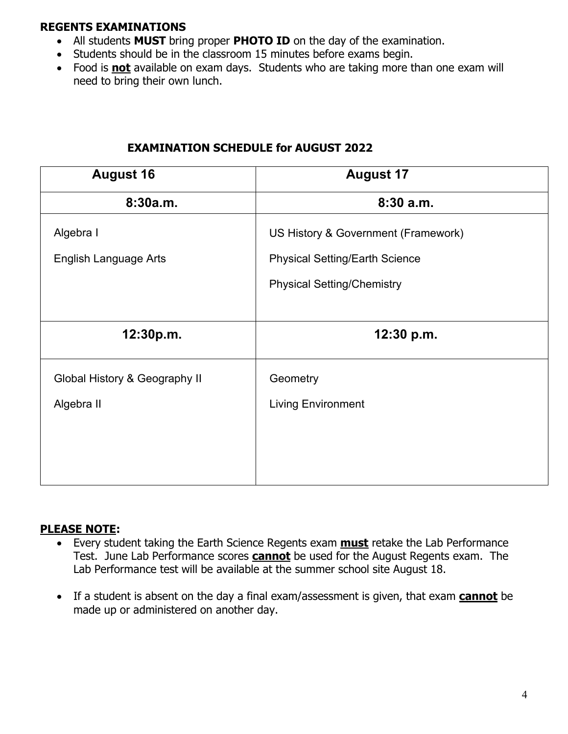**REGENTS EXAMINATIONS**

- All students **MUST** bring proper **PHOTO ID** on the day of the examination.
- Students should be in the classroom 15 minutes before exams begin.
- Food is **not** available on exam days. Students who are taking more than one exam will need to bring their own lunch.

**EXAMINATION SCHEDULE for AUGUST 2022**

| August 16 | August 17 |
|---|---|
| **8:30a.m.** | **8:30 a.m.** |
| Algebra I<br>English Language Arts | US History & Government (Framework)<br>Physical Setting/Earth Science<br>Physical Setting/Chemistry |
| **12:30p.m.** | **12:30 p.m.** |
| Global History & Geography II<br>Algebra II | Geometry<br>Living Environment |

**PLEASE NOTE:**

- Every student taking the Earth Science Regents exam **must** retake the Lab Performance Test. June Lab Performance scores **cannot** be used for the August Regents exam. The Lab Performance test will be available at the summer school site August 18.
- If a student is absent on the day a final exam/assessment is given, that exam **cannot** be made up or administered on another day.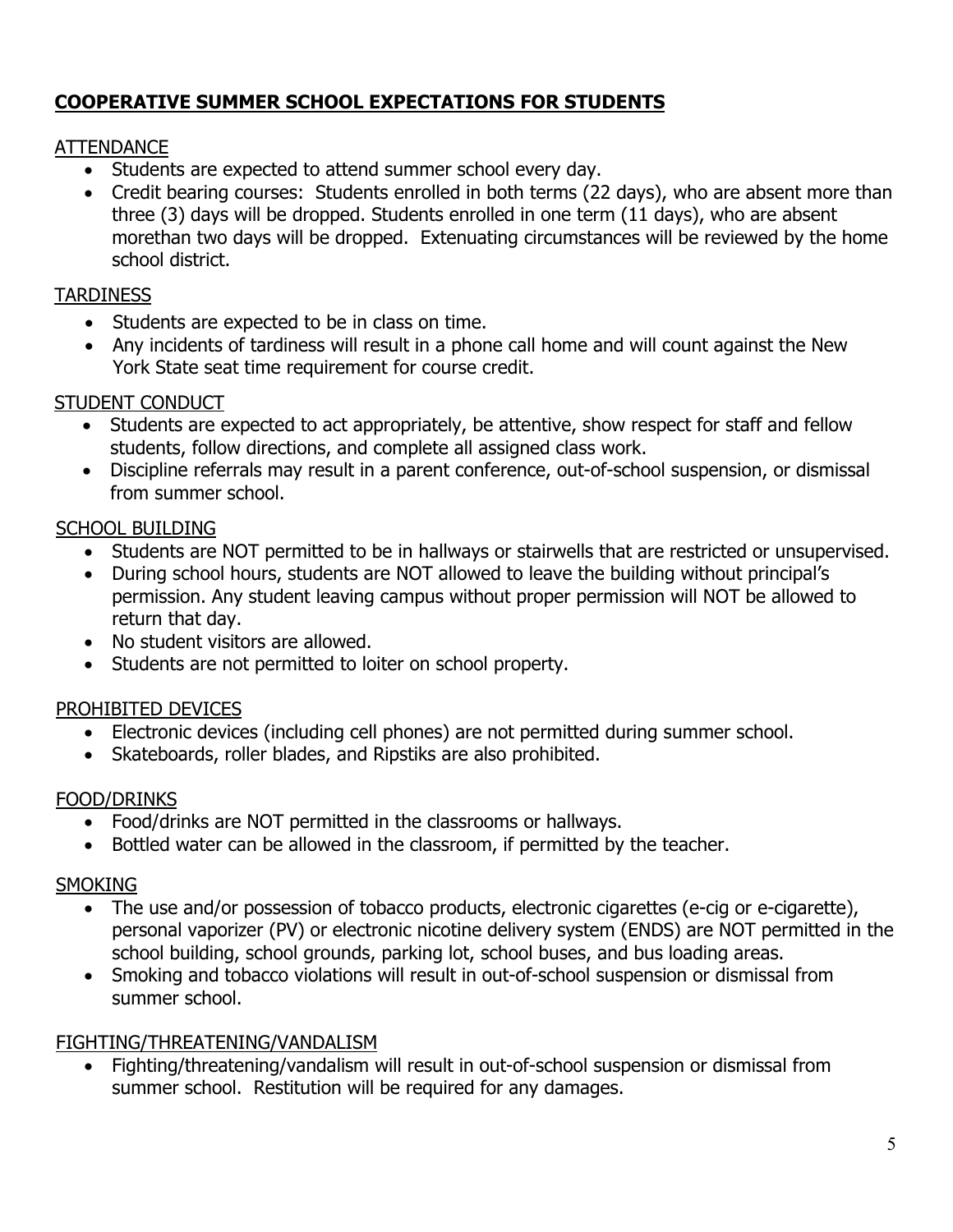## **COOPERATIVE SUMMER SCHOOL EXPECTATIONS FOR STUDENTS**

### ATTENDANCE

- Students are expected to attend summer school every day.
- Credit bearing courses: Students enrolled in both terms (22 days), who are absent more than three (3) days will be dropped. Students enrolled in one term (11 days), who are absent morethan two days will be dropped. Extenuating circumstances will be reviewed by the home school district.

### TARDINESS

- Students are expected to be in class on time.
- Any incidents of tardiness will result in a phone call home and will count against the New York State seat time requirement for course credit.

### STUDENT CONDUCT

- Students are expected to act appropriately, be attentive, show respect for staff and fellow students, follow directions, and complete all assigned class work.
- Discipline referrals may result in a parent conference, out-of-school suspension, or dismissal from summer school.

### SCHOOL BUILDING

- Students are NOT permitted to be in hallways or stairwells that are restricted or unsupervised.
- During school hours, students are NOT allowed to leave the building without principal's permission. Any student leaving campus without proper permission will NOT be allowed to return that day.
- No student visitors are allowed.
- Students are not permitted to loiter on school property.

### PROHIBITED DEVICES

- Electronic devices (including cell phones) are not permitted during summer school.
- Skateboards, roller blades, and Ripstiks are also prohibited.

### FOOD/DRINKS

- Food/drinks are NOT permitted in the classrooms or hallways.
- Bottled water can be allowed in the classroom, if permitted by the teacher.

### SMOKING

- The use and/or possession of tobacco products, electronic cigarettes (e-cig or e-cigarette), personal vaporizer (PV) or electronic nicotine delivery system (ENDS) are NOT permitted in the school building, school grounds, parking lot, school buses, and bus loading areas.
- Smoking and tobacco violations will result in out-of-school suspension or dismissal from summer school.

### FIGHTING/THREATENING/VANDALISM

- Fighting/threatening/vandalism will result in out-of-school suspension or dismissal from summer school. Restitution will be required for any damages.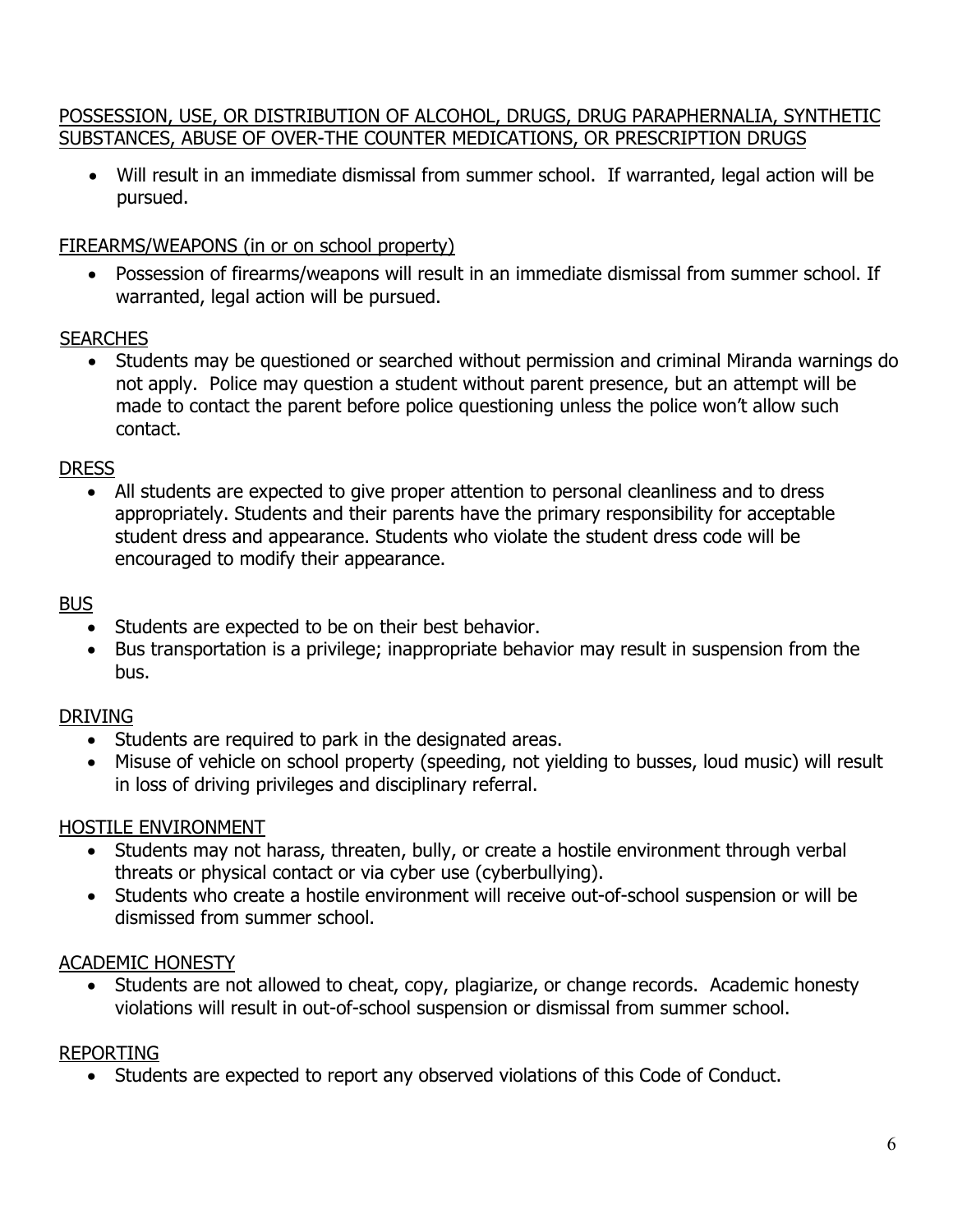## POSSESSION, USE, OR DISTRIBUTION OF ALCOHOL, DRUGS, DRUG PARAPHERNALIA, SYNTHETIC SUBSTANCES, ABUSE OF OVER-THE COUNTER MEDICATIONS, OR PRESCRIPTION DRUGS

- Will result in an immediate dismissal from summer school. If warranted, legal action will be pursued.

## FIREARMS/WEAPONS (in or on school property)

- Possession of firearms/weapons will result in an immediate dismissal from summer school. If warranted, legal action will be pursued.

## SEARCHES

- Students may be questioned or searched without permission and criminal Miranda warnings do not apply. Police may question a student without parent presence, but an attempt will be made to contact the parent before police questioning unless the police won't allow such contact.

## DRESS

- All students are expected to give proper attention to personal cleanliness and to dress appropriately. Students and their parents have the primary responsibility for acceptable student dress and appearance. Students who violate the student dress code will be encouraged to modify their appearance.

## BUS

- Students are expected to be on their best behavior.
- Bus transportation is a privilege; inappropriate behavior may result in suspension from the bus.

## DRIVING

- Students are required to park in the designated areas.
- Misuse of vehicle on school property (speeding, not yielding to busses, loud music) will result in loss of driving privileges and disciplinary referral.

## HOSTILE ENVIRONMENT

- Students may not harass, threaten, bully, or create a hostile environment through verbal threats or physical contact or via cyber use (cyberbullying).
- Students who create a hostile environment will receive out-of-school suspension or will be dismissed from summer school.

## ACADEMIC HONESTY

- Students are not allowed to cheat, copy, plagiarize, or change records. Academic honesty violations will result in out-of-school suspension or dismissal from summer school.

## REPORTING

- Students are expected to report any observed violations of this Code of Conduct.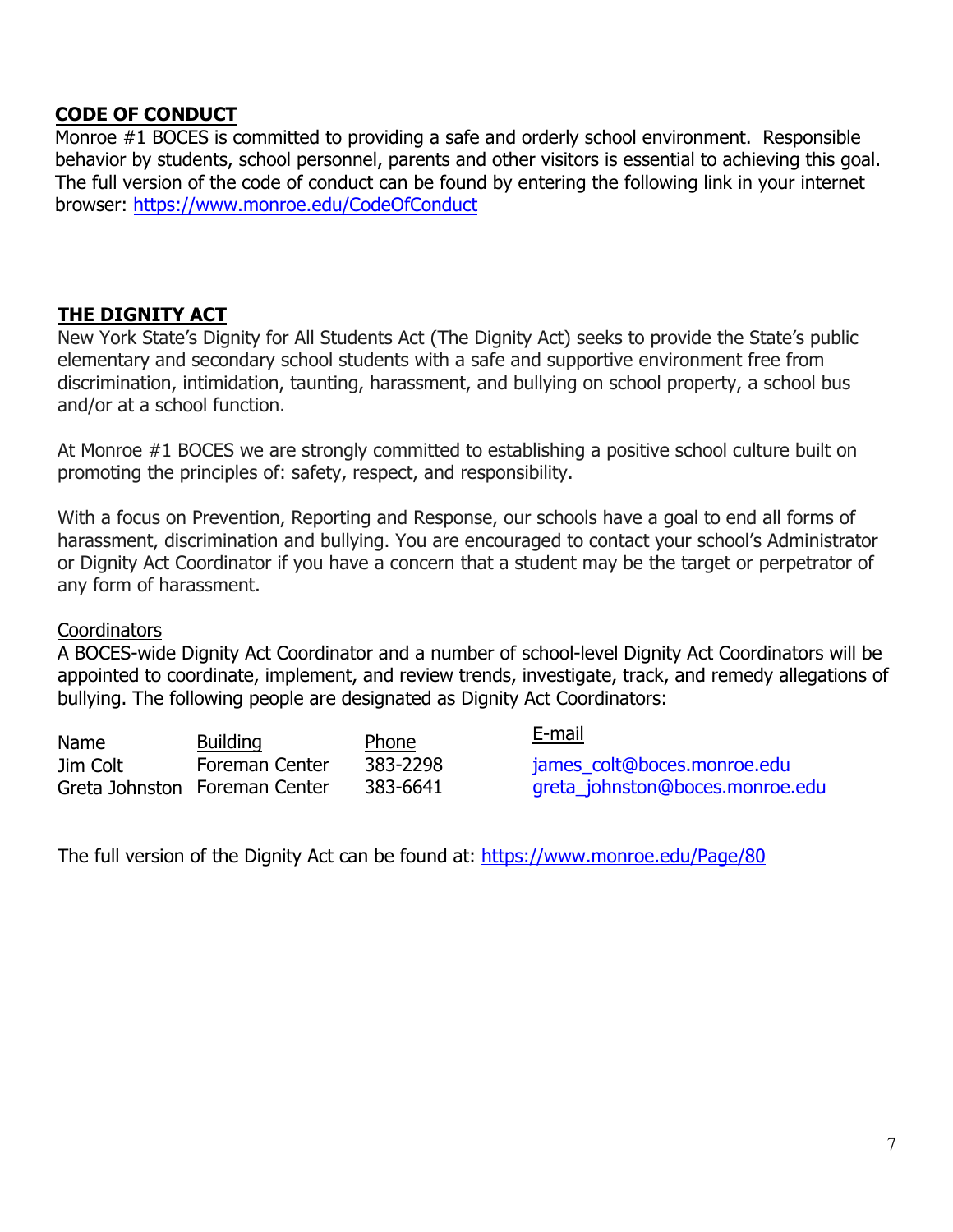## CODE OF CONDUCT

Monroe #1 BOCES is committed to providing a safe and orderly school environment. Responsible behavior by students, school personnel, parents and other visitors is essential to achieving this goal. The full version of the code of conduct can be found by entering the following link in your internet browser: https://www.monroe.edu/CodeOfConduct

## THE DIGNITY ACT

New York State's Dignity for All Students Act (The Dignity Act) seeks to provide the State's public elementary and secondary school students with a safe and supportive environment free from discrimination, intimidation, taunting, harassment, and bullying on school property, a school bus and/or at a school function.

At Monroe #1 BOCES we are strongly committed to establishing a positive school culture built on promoting the principles of: safety, respect, and responsibility.

With a focus on Prevention, Reporting and Response, our schools have a goal to end all forms of harassment, discrimination and bullying. You are encouraged to contact your school's Administrator or Dignity Act Coordinator if you have a concern that a student may be the target or perpetrator of any form of harassment.

### Coordinators

A BOCES-wide Dignity Act Coordinator and a number of school-level Dignity Act Coordinators will be appointed to coordinate, implement, and review trends, investigate, track, and remedy allegations of bullying. The following people are designated as Dignity Act Coordinators:

| Name | Building | Phone | E-mail |
|---|---|---|---|
| Jim Colt | Foreman Center | 383-2298 | james_colt@boces.monroe.edu |
| Greta Johnston | Foreman Center | 383-6641 | greta_johnston@boces.monroe.edu |

The full version of the Dignity Act can be found at: https://www.monroe.edu/Page/80